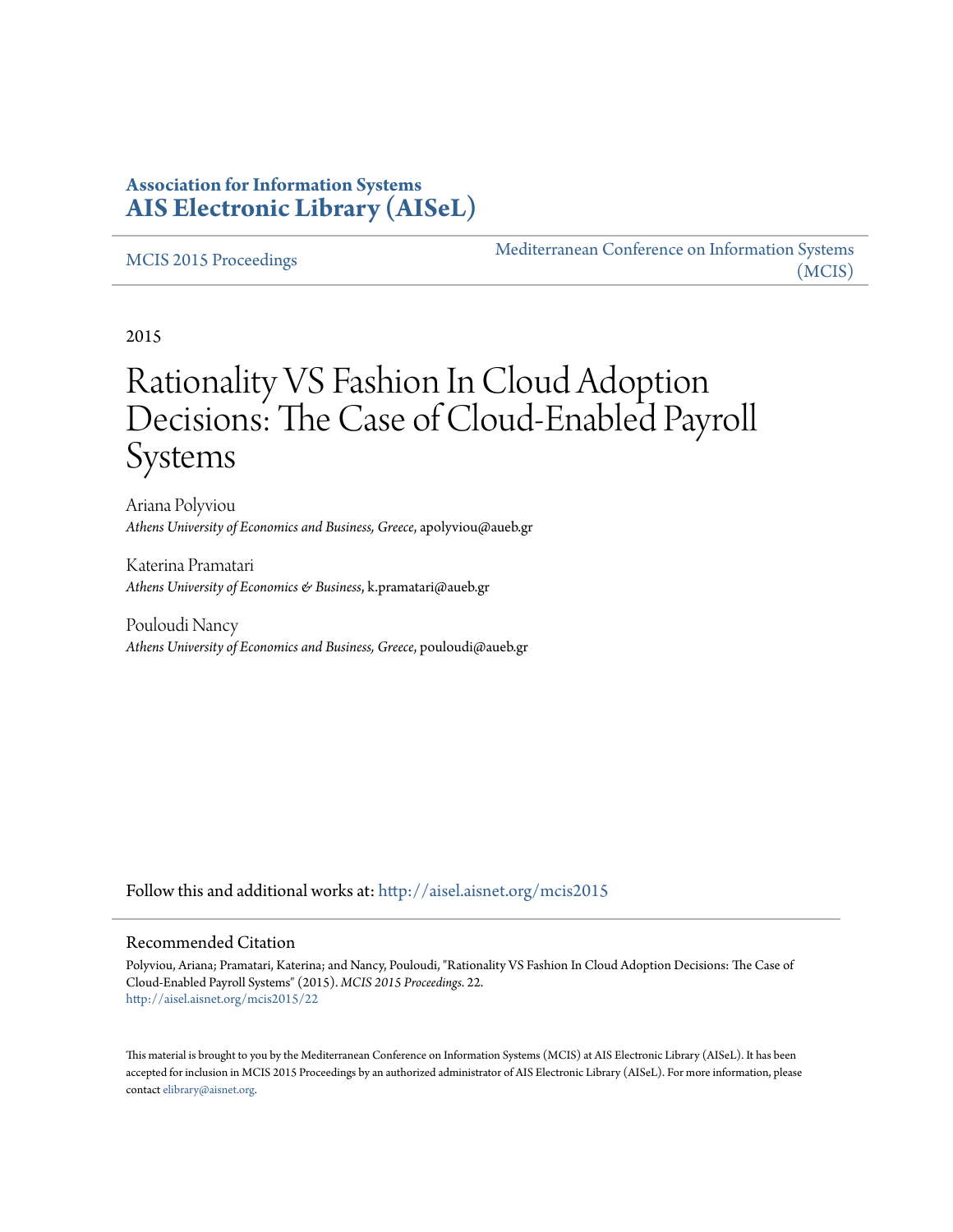**Association for Information Systems**
**AIS Electronic Library (AISeL)**

MCIS 2015 Proceedings

Mediterranean Conference on Information Systems (MCIS)

2015

# Rationality VS Fashion In Cloud Adoption Decisions: The Case of Cloud-Enabled Payroll Systems

Ariana Polyviou
*Athens University of Economics and Business, Greece*, apolyviou@aueb.gr

Katerina Pramatari
*Athens University of Economics & Business*, k.pramatari@aueb.gr

Pouloudi Nancy
*Athens University of Economics and Business, Greece*, pouloudi@aueb.gr

Follow this and additional works at: http://aisel.aisnet.org/mcis2015

## Recommended Citation

Polyviou, Ariana; Pramatari, Katerina; and Nancy, Pouloudi, "Rationality VS Fashion In Cloud Adoption Decisions: The Case of Cloud-Enabled Payroll Systems" (2015). *MCIS 2015 Proceedings*. 22.
http://aisel.aisnet.org/mcis2015/22

This material is brought to you by the Mediterranean Conference on Information Systems (MCIS) at AIS Electronic Library (AISeL). It has been accepted for inclusion in MCIS 2015 Proceedings by an authorized administrator of AIS Electronic Library (AISeL). For more information, please contact elibrary@aisnet.org.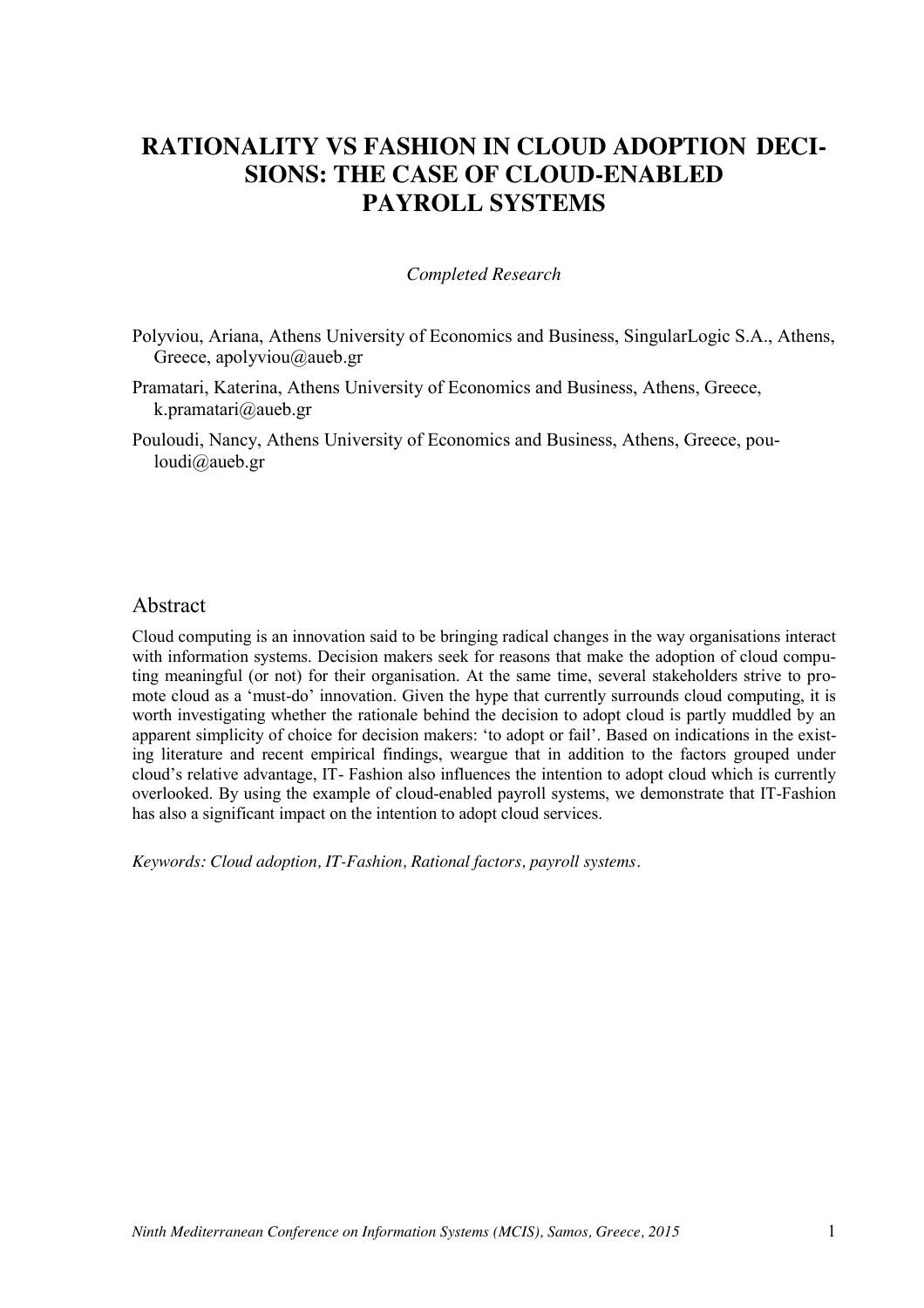# RATIONALITY VS FASHION IN CLOUD ADOPTION DECISIONS: THE CASE OF CLOUD-ENABLED PAYROLL SYSTEMS

*Completed Research*

Polyviou, Ariana, Athens University of Economics and Business, SingularLogic S.A., Athens, Greece, apolyviou@aueb.gr

Pramatari, Katerina, Athens University of Economics and Business, Athens, Greece, k.pramatari@aueb.gr

Pouloudi, Nancy, Athens University of Economics and Business, Athens, Greece, pouloudi@aueb.gr

## Abstract

Cloud computing is an innovation said to be bringing radical changes in the way organisations interact with information systems. Decision makers seek for reasons that make the adoption of cloud computing meaningful (or not) for their organisation. At the same time, several stakeholders strive to promote cloud as a 'must-do' innovation. Given the hype that currently surrounds cloud computing, it is worth investigating whether the rationale behind the decision to adopt cloud is partly muddled by an apparent simplicity of choice for decision makers: 'to adopt or fail'. Based on indications in the existing literature and recent empirical findings, weargue that in addition to the factors grouped under cloud's relative advantage, IT- Fashion also influences the intention to adopt cloud which is currently overlooked. By using the example of cloud-enabled payroll systems, we demonstrate that IT-Fashion has also a significant impact on the intention to adopt cloud services.

*Keywords: Cloud adoption, IT-Fashion, Rational factors, payroll systems.*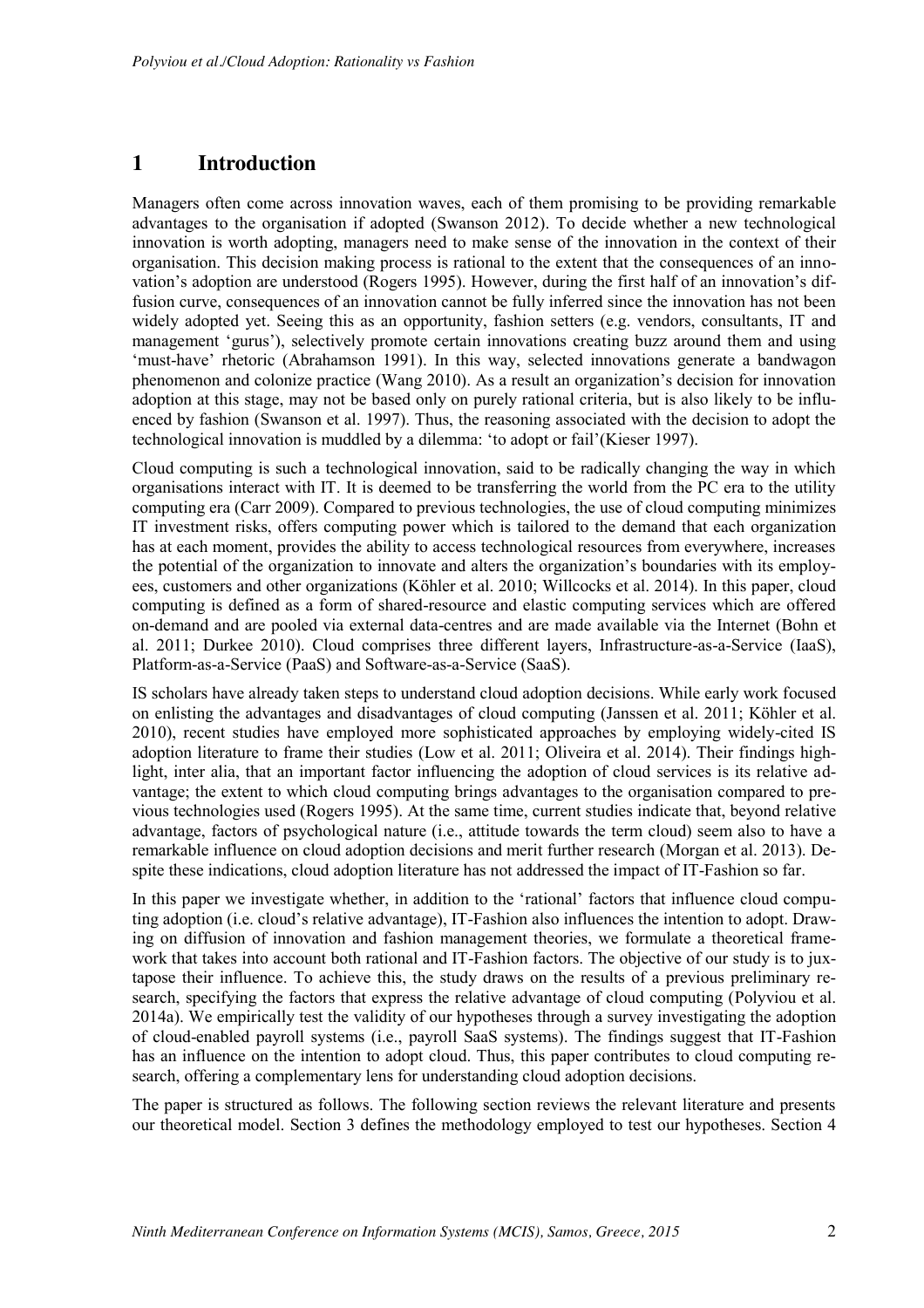# 1 Introduction

Managers often come across innovation waves, each of them promising to be providing remarkable advantages to the organisation if adopted (Swanson 2012). To decide whether a new technological innovation is worth adopting, managers need to make sense of the innovation in the context of their organisation. This decision making process is rational to the extent that the consequences of an innovation's adoption are understood (Rogers 1995). However, during the first half of an innovation's diffusion curve, consequences of an innovation cannot be fully inferred since the innovation has not been widely adopted yet. Seeing this as an opportunity, fashion setters (e.g. vendors, consultants, IT and management 'gurus'), selectively promote certain innovations creating buzz around them and using 'must-have' rhetoric (Abrahamson 1991). In this way, selected innovations generate a bandwagon phenomenon and colonize practice (Wang 2010). As a result an organization's decision for innovation adoption at this stage, may not be based only on purely rational criteria, but is also likely to be influenced by fashion (Swanson et al. 1997). Thus, the reasoning associated with the decision to adopt the technological innovation is muddled by a dilemma: 'to adopt or fail'(Kieser 1997).

Cloud computing is such a technological innovation, said to be radically changing the way in which organisations interact with IT. It is deemed to be transferring the world from the PC era to the utility computing era (Carr 2009). Compared to previous technologies, the use of cloud computing minimizes IT investment risks, offers computing power which is tailored to the demand that each organization has at each moment, provides the ability to access technological resources from everywhere, increases the potential of the organization to innovate and alters the organization's boundaries with its employees, customers and other organizations (Köhler et al. 2010; Willcocks et al. 2014). In this paper, cloud computing is defined as a form of shared-resource and elastic computing services which are offered on-demand and are pooled via external data-centres and are made available via the Internet (Bohn et al. 2011; Durkee 2010). Cloud comprises three different layers, Infrastructure-as-a-Service (IaaS), Platform-as-a-Service (PaaS) and Software-as-a-Service (SaaS).

IS scholars have already taken steps to understand cloud adoption decisions. While early work focused on enlisting the advantages and disadvantages of cloud computing (Janssen et al. 2011; Köhler et al. 2010), recent studies have employed more sophisticated approaches by employing widely-cited IS adoption literature to frame their studies (Low et al. 2011; Oliveira et al. 2014). Their findings highlight, inter alia, that an important factor influencing the adoption of cloud services is its relative advantage; the extent to which cloud computing brings advantages to the organisation compared to previous technologies used (Rogers 1995). At the same time, current studies indicate that, beyond relative advantage, factors of psychological nature (i.e., attitude towards the term cloud) seem also to have a remarkable influence on cloud adoption decisions and merit further research (Morgan et al. 2013). Despite these indications, cloud adoption literature has not addressed the impact of IT-Fashion so far.

In this paper we investigate whether, in addition to the 'rational' factors that influence cloud computing adoption (i.e. cloud's relative advantage), IT-Fashion also influences the intention to adopt. Drawing on diffusion of innovation and fashion management theories, we formulate a theoretical framework that takes into account both rational and IT-Fashion factors. The objective of our study is to juxtapose their influence. To achieve this, the study draws on the results of a previous preliminary research, specifying the factors that express the relative advantage of cloud computing (Polyviou et al. 2014a). We empirically test the validity of our hypotheses through a survey investigating the adoption of cloud-enabled payroll systems (i.e., payroll SaaS systems). The findings suggest that IT-Fashion has an influence on the intention to adopt cloud. Thus, this paper contributes to cloud computing research, offering a complementary lens for understanding cloud adoption decisions.

The paper is structured as follows. The following section reviews the relevant literature and presents our theoretical model. Section 3 defines the methodology employed to test our hypotheses. Section 4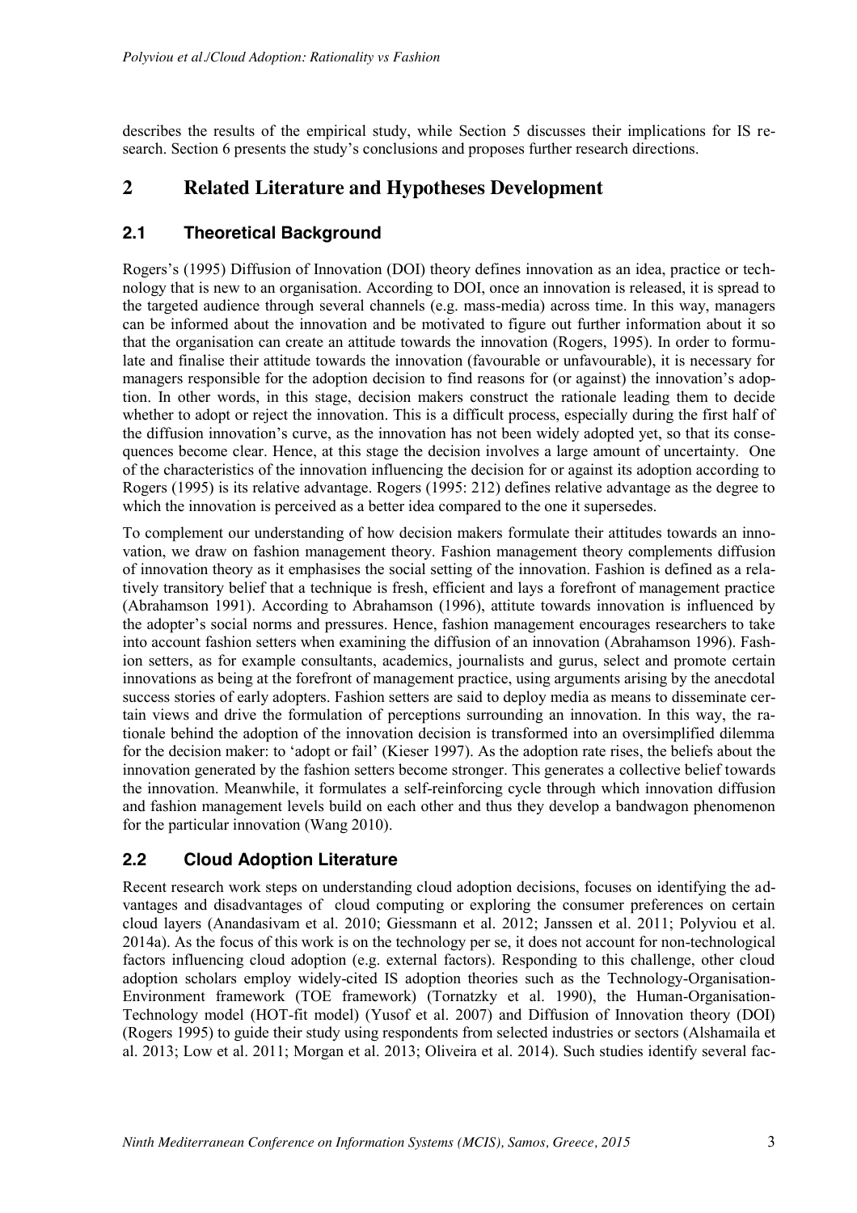describes the results of the empirical study, while Section 5 discusses their implications for IS research. Section 6 presents the study's conclusions and proposes further research directions.

# 2 Related Literature and Hypotheses Development

## 2.1 Theoretical Background

Rogers's (1995) Diffusion of Innovation (DOI) theory defines innovation as an idea, practice or technology that is new to an organisation. According to DOI, once an innovation is released, it is spread to the targeted audience through several channels (e.g. mass-media) across time. In this way, managers can be informed about the innovation and be motivated to figure out further information about it so that the organisation can create an attitude towards the innovation (Rogers, 1995). In order to formulate and finalise their attitude towards the innovation (favourable or unfavourable), it is necessary for managers responsible for the adoption decision to find reasons for (or against) the innovation's adoption. In other words, in this stage, decision makers construct the rationale leading them to decide whether to adopt or reject the innovation. This is a difficult process, especially during the first half of the diffusion innovation's curve, as the innovation has not been widely adopted yet, so that its consequences become clear. Hence, at this stage the decision involves a large amount of uncertainty. One of the characteristics of the innovation influencing the decision for or against its adoption according to Rogers (1995) is its relative advantage. Rogers (1995: 212) defines relative advantage as the degree to which the innovation is perceived as a better idea compared to the one it supersedes.

To complement our understanding of how decision makers formulate their attitudes towards an innovation, we draw on fashion management theory. Fashion management theory complements diffusion of innovation theory as it emphasises the social setting of the innovation. Fashion is defined as a relatively transitory belief that a technique is fresh, efficient and lays a forefront of management practice (Abrahamson 1991). According to Abrahamson (1996), attitute towards innovation is influenced by the adopter's social norms and pressures. Hence, fashion management encourages researchers to take into account fashion setters when examining the diffusion of an innovation (Abrahamson 1996). Fashion setters, as for example consultants, academics, journalists and gurus, select and promote certain innovations as being at the forefront of management practice, using arguments arising by the anecdotal success stories of early adopters. Fashion setters are said to deploy media as means to disseminate certain views and drive the formulation of perceptions surrounding an innovation. In this way, the rationale behind the adoption of the innovation decision is transformed into an oversimplified dilemma for the decision maker: to 'adopt or fail' (Kieser 1997). As the adoption rate rises, the beliefs about the innovation generated by the fashion setters become stronger. This generates a collective belief towards the innovation. Meanwhile, it formulates a self-reinforcing cycle through which innovation diffusion and fashion management levels build on each other and thus they develop a bandwagon phenomenon for the particular innovation (Wang 2010).

## 2.2 Cloud Adoption Literature

Recent research work steps on understanding cloud adoption decisions, focuses on identifying the advantages and disadvantages of cloud computing or exploring the consumer preferences on certain cloud layers (Anandasivam et al. 2010; Giessmann et al. 2012; Janssen et al. 2011; Polyviou et al. 2014a). As the focus of this work is on the technology per se, it does not account for non-technological factors influencing cloud adoption (e.g. external factors). Responding to this challenge, other cloud adoption scholars employ widely-cited IS adoption theories such as the Technology-Organisation-Environment framework (TOE framework) (Tornatzky et al. 1990), the Human-Organisation-Technology model (HOT-fit model) (Yusof et al. 2007) and Diffusion of Innovation theory (DOI) (Rogers 1995) to guide their study using respondents from selected industries or sectors (Alshamaila et al. 2013; Low et al. 2011; Morgan et al. 2013; Oliveira et al. 2014). Such studies identify several fac-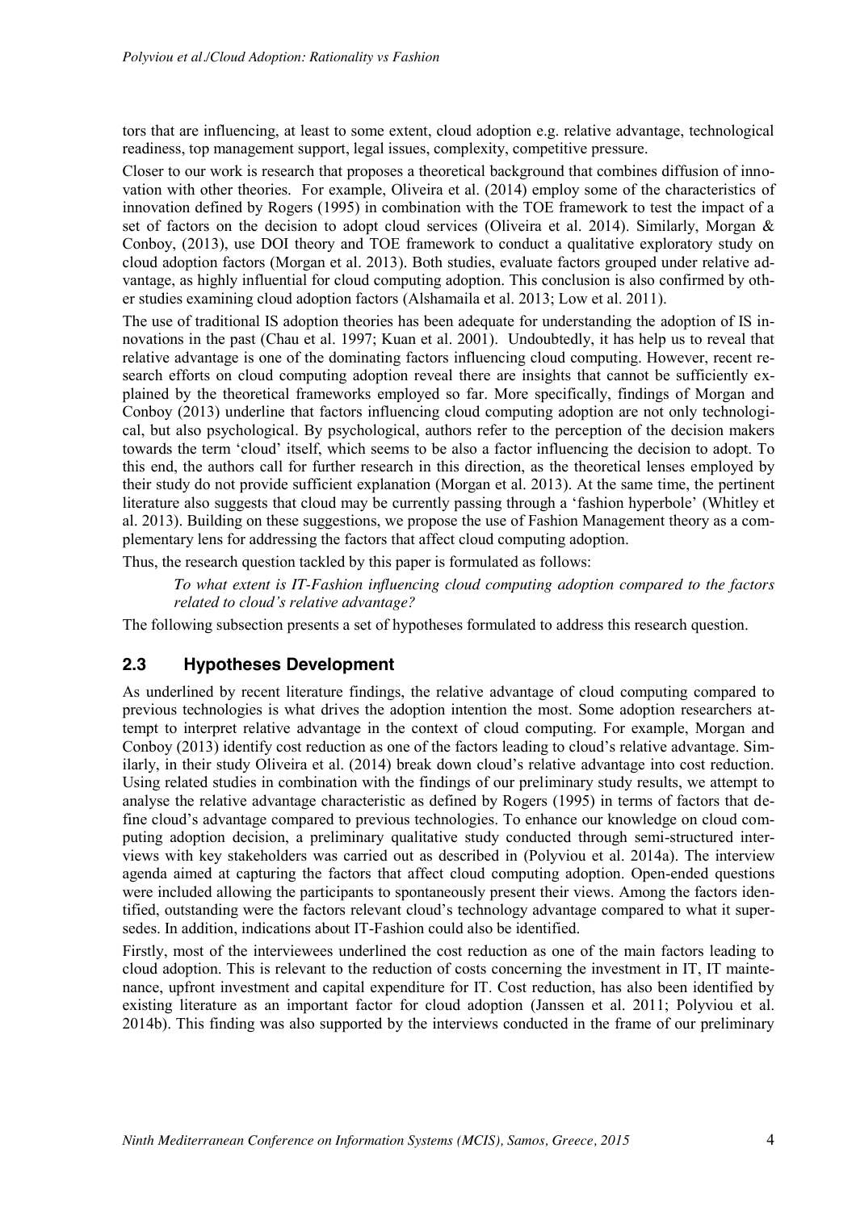tors that are influencing, at least to some extent, cloud adoption e.g. relative advantage, technological readiness, top management support, legal issues, complexity, competitive pressure.

Closer to our work is research that proposes a theoretical background that combines diffusion of innovation with other theories. For example, Oliveira et al. (2014) employ some of the characteristics of innovation defined by Rogers (1995) in combination with the TOE framework to test the impact of a set of factors on the decision to adopt cloud services (Oliveira et al. 2014). Similarly, Morgan & Conboy, (2013), use DOI theory and TOE framework to conduct a qualitative exploratory study on cloud adoption factors (Morgan et al. 2013). Both studies, evaluate factors grouped under relative advantage, as highly influential for cloud computing adoption. This conclusion is also confirmed by other studies examining cloud adoption factors (Alshamaila et al. 2013; Low et al. 2011).

The use of traditional IS adoption theories has been adequate for understanding the adoption of IS innovations in the past (Chau et al. 1997; Kuan et al. 2001). Undoubtedly, it has help us to reveal that relative advantage is one of the dominating factors influencing cloud computing. However, recent research efforts on cloud computing adoption reveal there are insights that cannot be sufficiently explained by the theoretical frameworks employed so far. More specifically, findings of Morgan and Conboy (2013) underline that factors influencing cloud computing adoption are not only technological, but also psychological. By psychological, authors refer to the perception of the decision makers towards the term 'cloud' itself, which seems to be also a factor influencing the decision to adopt. To this end, the authors call for further research in this direction, as the theoretical lenses employed by their study do not provide sufficient explanation (Morgan et al. 2013). At the same time, the pertinent literature also suggests that cloud may be currently passing through a 'fashion hyperbole' (Whitley et al. 2013). Building on these suggestions, we propose the use of Fashion Management theory as a complementary lens for addressing the factors that affect cloud computing adoption.

Thus, the research question tackled by this paper is formulated as follows:

> *To what extent is IT-Fashion influencing cloud computing adoption compared to the factors related to cloud's relative advantage?*

The following subsection presents a set of hypotheses formulated to address this research question.

## 2.3 Hypotheses Development

As underlined by recent literature findings, the relative advantage of cloud computing compared to previous technologies is what drives the adoption intention the most. Some adoption researchers attempt to interpret relative advantage in the context of cloud computing. For example, Morgan and Conboy (2013) identify cost reduction as one of the factors leading to cloud's relative advantage. Similarly, in their study Oliveira et al. (2014) break down cloud's relative advantage into cost reduction. Using related studies in combination with the findings of our preliminary study results, we attempt to analyse the relative advantage characteristic as defined by Rogers (1995) in terms of factors that define cloud's advantage compared to previous technologies. To enhance our knowledge on cloud computing adoption decision, a preliminary qualitative study conducted through semi-structured interviews with key stakeholders was carried out as described in (Polyviou et al. 2014a). The interview agenda aimed at capturing the factors that affect cloud computing adoption. Open-ended questions were included allowing the participants to spontaneously present their views. Among the factors identified, outstanding were the factors relevant cloud's technology advantage compared to what it supersedes. In addition, indications about IT-Fashion could also be identified.

Firstly, most of the interviewees underlined the cost reduction as one of the main factors leading to cloud adoption. This is relevant to the reduction of costs concerning the investment in IT, IT maintenance, upfront investment and capital expenditure for IT. Cost reduction, has also been identified by existing literature as an important factor for cloud adoption (Janssen et al. 2011; Polyviou et al. 2014b). This finding was also supported by the interviews conducted in the frame of our preliminary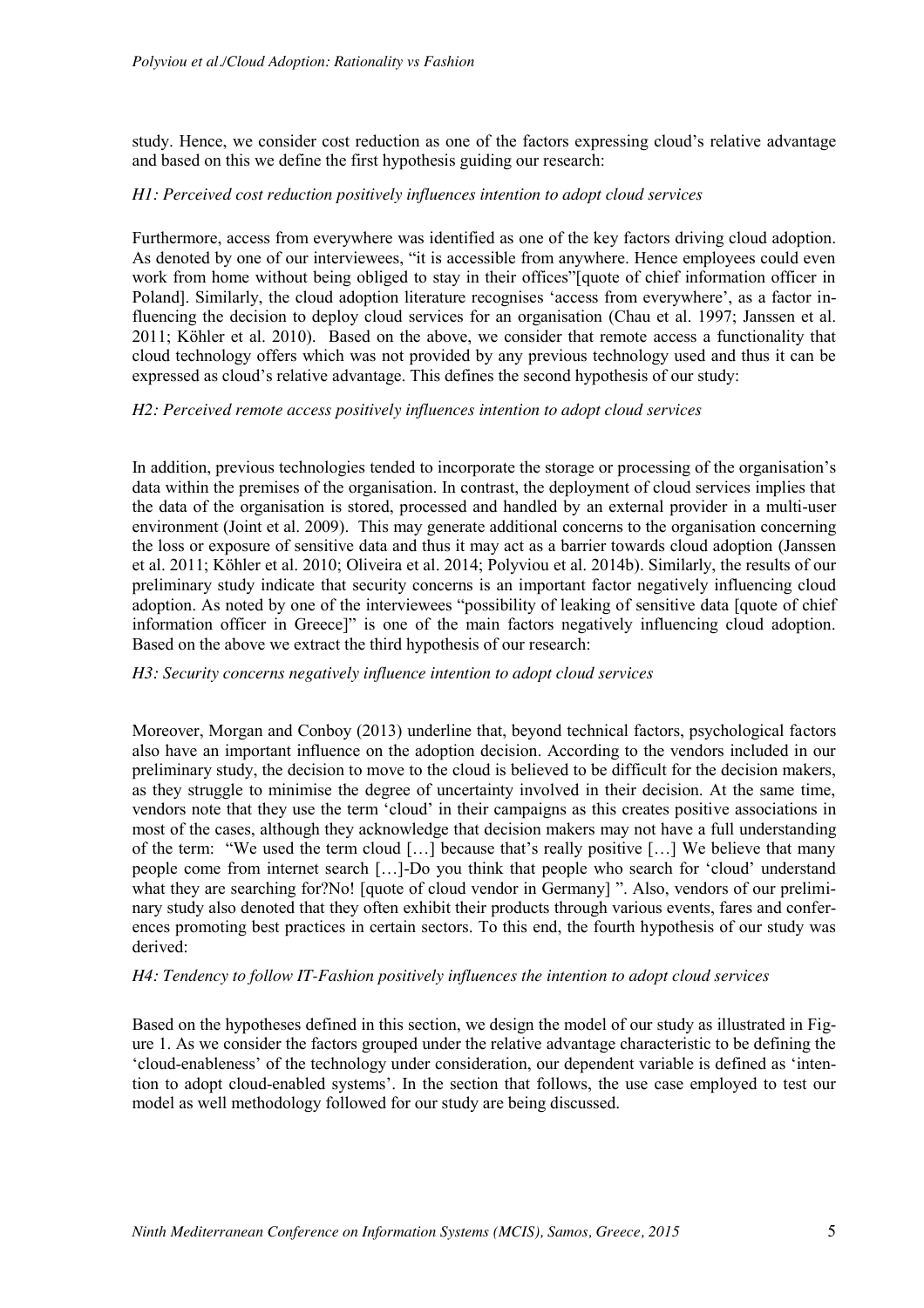study. Hence, we consider cost reduction as one of the factors expressing cloud's relative advantage and based on this we define the first hypothesis guiding our research:

*H1: Perceived cost reduction positively influences intention to adopt cloud services*

Furthermore, access from everywhere was identified as one of the key factors driving cloud adoption. As denoted by one of our interviewees, "it is accessible from anywhere. Hence employees could even work from home without being obliged to stay in their offices"[quote of chief information officer in Poland]. Similarly, the cloud adoption literature recognises 'access from everywhere', as a factor influencing the decision to deploy cloud services for an organisation (Chau et al. 1997; Janssen et al. 2011; Köhler et al. 2010). Based on the above, we consider that remote access a functionality that cloud technology offers which was not provided by any previous technology used and thus it can be expressed as cloud's relative advantage. This defines the second hypothesis of our study:

*H2: Perceived remote access positively influences intention to adopt cloud services*

In addition, previous technologies tended to incorporate the storage or processing of the organisation's data within the premises of the organisation. In contrast, the deployment of cloud services implies that the data of the organisation is stored, processed and handled by an external provider in a multi-user environment (Joint et al. 2009). This may generate additional concerns to the organisation concerning the loss or exposure of sensitive data and thus it may act as a barrier towards cloud adoption (Janssen et al. 2011; Köhler et al. 2010; Oliveira et al. 2014; Polyviou et al. 2014b). Similarly, the results of our preliminary study indicate that security concerns is an important factor negatively influencing cloud adoption. As noted by one of the interviewees "possibility of leaking of sensitive data [quote of chief information officer in Greece]" is one of the main factors negatively influencing cloud adoption. Based on the above we extract the third hypothesis of our research:

*H3: Security concerns negatively influence intention to adopt cloud services*

Moreover, Morgan and Conboy (2013) underline that, beyond technical factors, psychological factors also have an important influence on the adoption decision. According to the vendors included in our preliminary study, the decision to move to the cloud is believed to be difficult for the decision makers, as they struggle to minimise the degree of uncertainty involved in their decision. At the same time, vendors note that they use the term 'cloud' in their campaigns as this creates positive associations in most of the cases, although they acknowledge that decision makers may not have a full understanding of the term: "We used the term cloud […] because that's really positive […] We believe that many people come from internet search […]-Do you think that people who search for 'cloud' understand what they are searching for?No! [quote of cloud vendor in Germany] ". Also, vendors of our preliminary study also denoted that they often exhibit their products through various events, fares and conferences promoting best practices in certain sectors. To this end, the fourth hypothesis of our study was derived:

*H4: Tendency to follow IT-Fashion positively influences the intention to adopt cloud services*

Based on the hypotheses defined in this section, we design the model of our study as illustrated in Figure 1. As we consider the factors grouped under the relative advantage characteristic to be defining the 'cloud-enableness' of the technology under consideration, our dependent variable is defined as 'intention to adopt cloud-enabled systems'. In the section that follows, the use case employed to test our model as well methodology followed for our study are being discussed.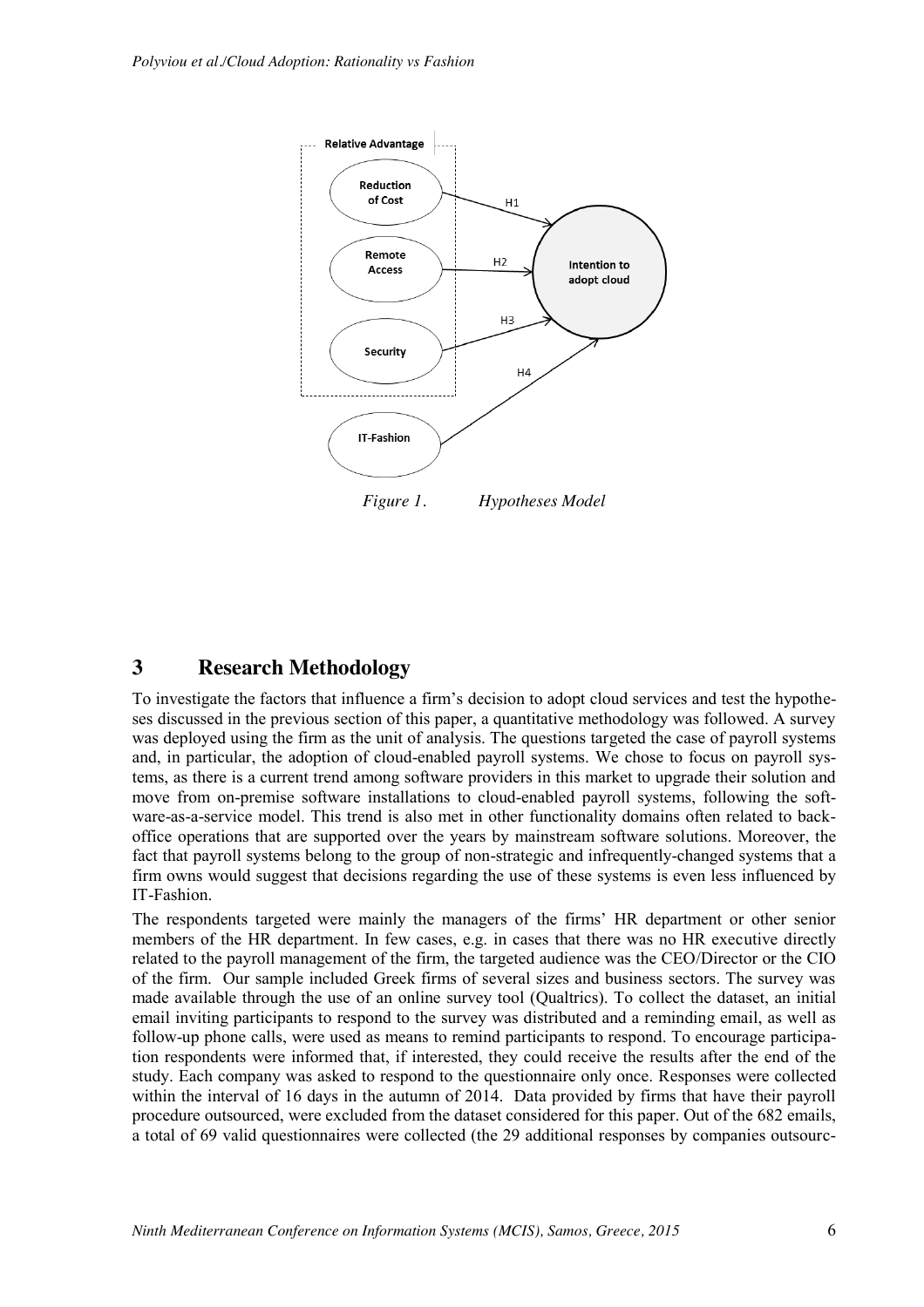Relative Advantage

Reduction of Cost — H1 → Intention to adopt cloud

Remote Access — H2 → Intention to adopt cloud

Security — H3 → Intention to adopt cloud

IT-Fashion — H4 → Intention to adopt cloud

*Figure 1. Hypotheses Model*

# 3 Research Methodology

To investigate the factors that influence a firm's decision to adopt cloud services and test the hypotheses discussed in the previous section of this paper, a quantitative methodology was followed. A survey was deployed using the firm as the unit of analysis. The questions targeted the case of payroll systems and, in particular, the adoption of cloud-enabled payroll systems. We chose to focus on payroll systems, as there is a current trend among software providers in this market to upgrade their solution and move from on-premise software installations to cloud-enabled payroll systems, following the software-as-a-service model. This trend is also met in other functionality domains often related to back-office operations that are supported over the years by mainstream software solutions. Moreover, the fact that payroll systems belong to the group of non-strategic and infrequently-changed systems that a firm owns would suggest that decisions regarding the use of these systems is even less influenced by IT-Fashion.

The respondents targeted were mainly the managers of the firms' HR department or other senior members of the HR department. In few cases, e.g. in cases that there was no HR executive directly related to the payroll management of the firm, the targeted audience was the CEO/Director or the CIO of the firm. Our sample included Greek firms of several sizes and business sectors. The survey was made available through the use of an online survey tool (Qualtrics). To collect the dataset, an initial email inviting participants to respond to the survey was distributed and a reminding email, as well as follow-up phone calls, were used as means to remind participants to respond. To encourage participation respondents were informed that, if interested, they could receive the results after the end of the study. Each company was asked to respond to the questionnaire only once. Responses were collected within the interval of 16 days in the autumn of 2014. Data provided by firms that have their payroll procedure outsourced, were excluded from the dataset considered for this paper. Out of the 682 emails, a total of 69 valid questionnaires were collected (the 29 additional responses by companies outsourc-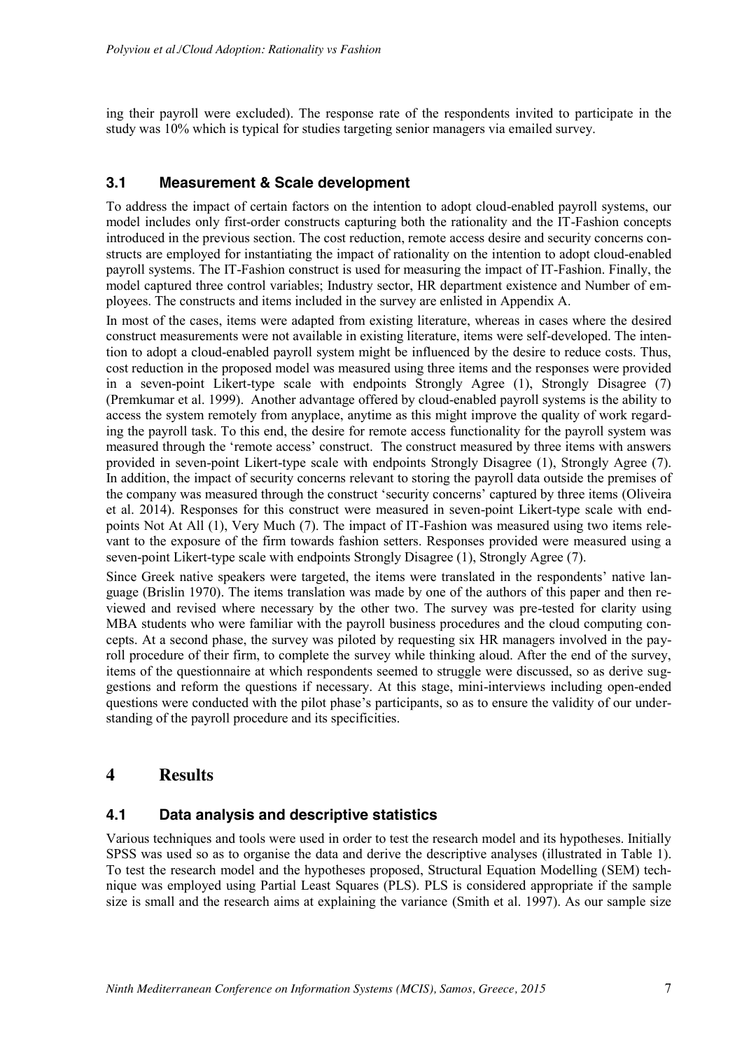ing their payroll were excluded). The response rate of the respondents invited to participate in the study was 10% which is typical for studies targeting senior managers via emailed survey.

### 3.1 Measurement & Scale development

To address the impact of certain factors on the intention to adopt cloud-enabled payroll systems, our model includes only first-order constructs capturing both the rationality and the IT-Fashion concepts introduced in the previous section. The cost reduction, remote access desire and security concerns constructs are employed for instantiating the impact of rationality on the intention to adopt cloud-enabled payroll systems. The IT-Fashion construct is used for measuring the impact of IT-Fashion. Finally, the model captured three control variables; Industry sector, HR department existence and Number of employees. The constructs and items included in the survey are enlisted in Appendix A.

In most of the cases, items were adapted from existing literature, whereas in cases where the desired construct measurements were not available in existing literature, items were self-developed. The intention to adopt a cloud-enabled payroll system might be influenced by the desire to reduce costs. Thus, cost reduction in the proposed model was measured using three items and the responses were provided in a seven-point Likert-type scale with endpoints Strongly Agree (1), Strongly Disagree (7) (Premkumar et al. 1999). Another advantage offered by cloud-enabled payroll systems is the ability to access the system remotely from anyplace, anytime as this might improve the quality of work regarding the payroll task. To this end, the desire for remote access functionality for the payroll system was measured through the 'remote access' construct. The construct measured by three items with answers provided in seven-point Likert-type scale with endpoints Strongly Disagree (1), Strongly Agree (7). In addition, the impact of security concerns relevant to storing the payroll data outside the premises of the company was measured through the construct 'security concerns' captured by three items (Oliveira et al. 2014). Responses for this construct were measured in seven-point Likert-type scale with endpoints Not At All (1), Very Much (7). The impact of IT-Fashion was measured using two items relevant to the exposure of the firm towards fashion setters. Responses provided were measured using a seven-point Likert-type scale with endpoints Strongly Disagree (1), Strongly Agree (7).

Since Greek native speakers were targeted, the items were translated in the respondents' native language (Brislin 1970). The items translation was made by one of the authors of this paper and then reviewed and revised where necessary by the other two. The survey was pre-tested for clarity using MBA students who were familiar with the payroll business procedures and the cloud computing concepts. At a second phase, the survey was piloted by requesting six HR managers involved in the payroll procedure of their firm, to complete the survey while thinking aloud. After the end of the survey, items of the questionnaire at which respondents seemed to struggle were discussed, so as derive suggestions and reform the questions if necessary. At this stage, mini-interviews including open-ended questions were conducted with the pilot phase's participants, so as to ensure the validity of our understanding of the payroll procedure and its specificities.

## 4 Results

### 4.1 Data analysis and descriptive statistics

Various techniques and tools were used in order to test the research model and its hypotheses. Initially SPSS was used so as to organise the data and derive the descriptive analyses (illustrated in Table 1). To test the research model and the hypotheses proposed, Structural Equation Modelling (SEM) technique was employed using Partial Least Squares (PLS). PLS is considered appropriate if the sample size is small and the research aims at explaining the variance (Smith et al. 1997). As our sample size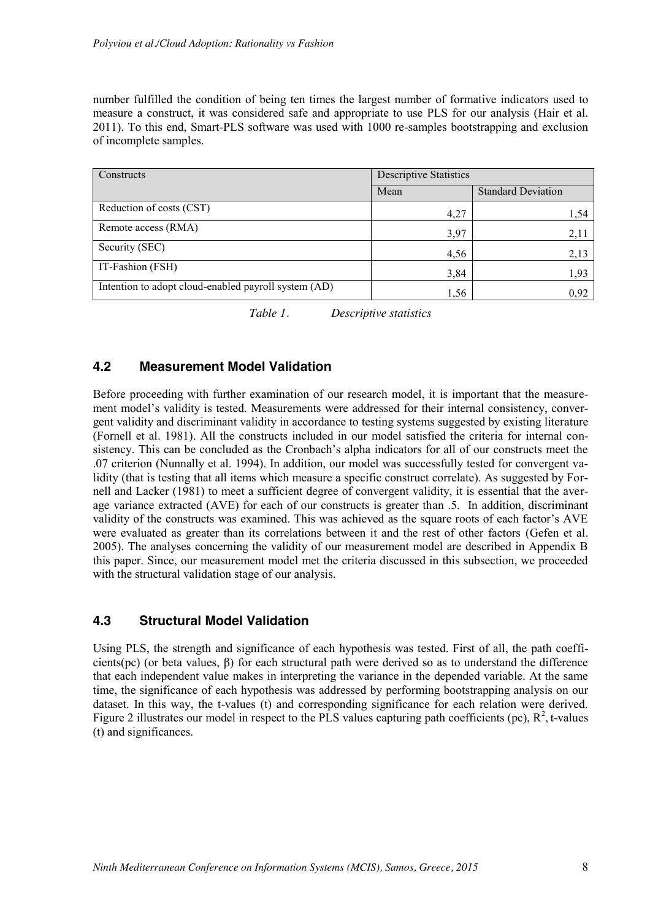number fulfilled the condition of being ten times the largest number of formative indicators used to measure a construct, it was considered safe and appropriate to use PLS for our analysis (Hair et al. 2011). To this end, Smart-PLS software was used with 1000 re-samples bootstrapping and exclusion of incomplete samples.

| Constructs | Descriptive Statistics | |
|---|---|---|
| | Mean | Standard Deviation |
| Reduction of costs (CST) | 4,27 | 1,54 |
| Remote access (RMA) | 3,97 | 2,11 |
| Security (SEC) | 4,56 | 2,13 |
| IT-Fashion (FSH) | 3,84 | 1,93 |
| Intention to adopt cloud-enabled payroll system (AD) | 1,56 | 0,92 |

*Table 1. Descriptive statistics*

### 4.2 Measurement Model Validation

Before proceeding with further examination of our research model, it is important that the measurement model's validity is tested. Measurements were addressed for their internal consistency, convergent validity and discriminant validity in accordance to testing systems suggested by existing literature (Fornell et al. 1981). All the constructs included in our model satisfied the criteria for internal consistency. This can be concluded as the Cronbach's alpha indicators for all of our constructs meet the .07 criterion (Nunnally et al. 1994). In addition, our model was successfully tested for convergent validity (that is testing that all items which measure a specific construct correlate). As suggested by Fornell and Lacker (1981) to meet a sufficient degree of convergent validity, it is essential that the average variance extracted (AVE) for each of our constructs is greater than .5. In addition, discriminant validity of the constructs was examined. This was achieved as the square roots of each factor's AVE were evaluated as greater than its correlations between it and the rest of other factors (Gefen et al. 2005). The analyses concerning the validity of our measurement model are described in Appendix B this paper. Since, our measurement model met the criteria discussed in this subsection, we proceeded with the structural validation stage of our analysis.

### 4.3 Structural Model Validation

Using PLS, the strength and significance of each hypothesis was tested. First of all, the path coefficients(pc) (or beta values, β) for each structural path were derived so as to understand the difference that each independent value makes in interpreting the variance in the depended variable. At the same time, the significance of each hypothesis was addressed by performing bootstrapping analysis on our dataset. In this way, the t-values (t) and corresponding significance for each relation were derived. Figure 2 illustrates our model in respect to the PLS values capturing path coefficients (pc), $R^2$, t-values (t) and significances.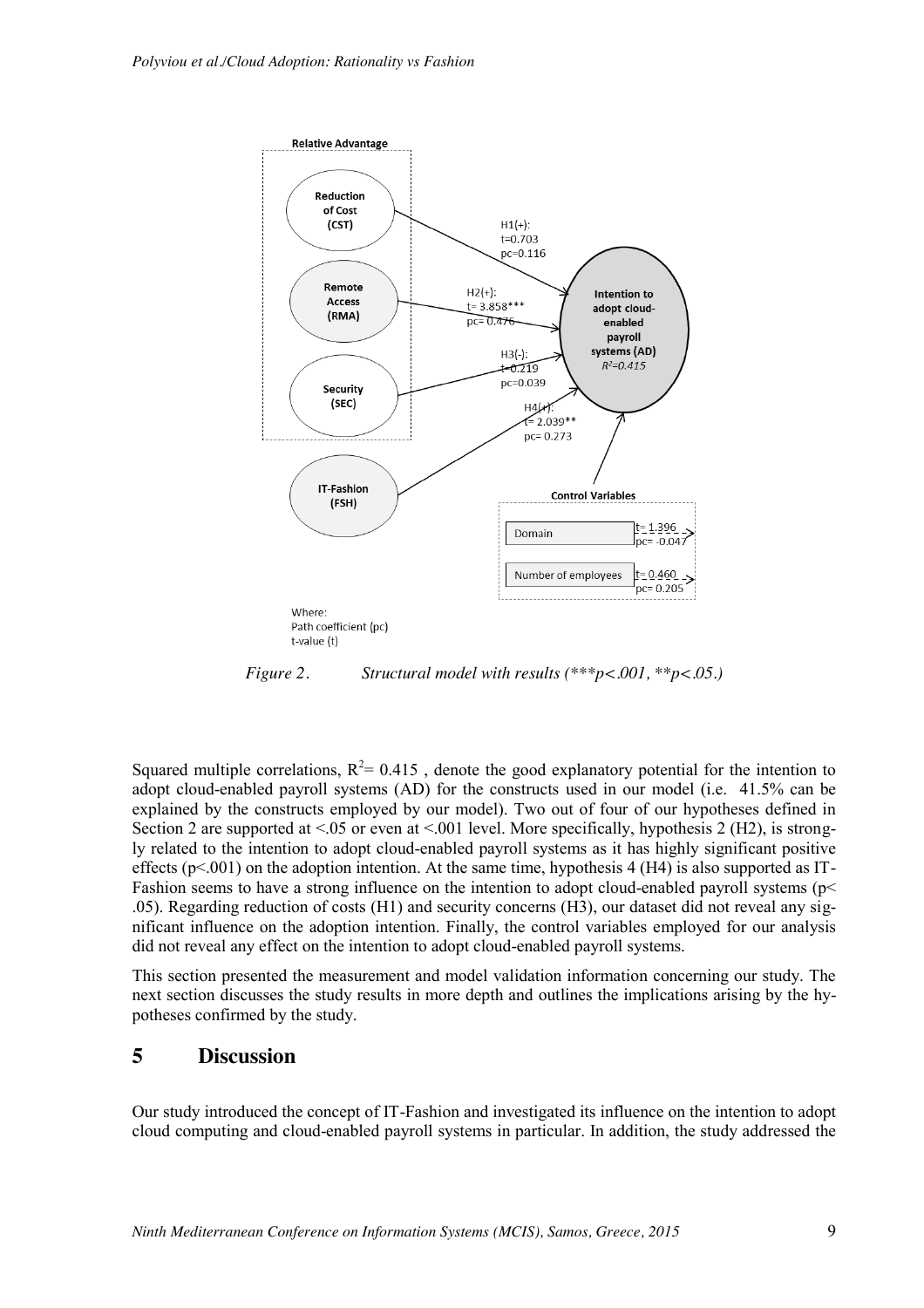*Figure 2. Structural model with results (***p<.001, **p<.05.)*

Squared multiple correlations, $R^2= 0.415$ , denote the good explanatory potential for the intention to adopt cloud-enabled payroll systems (AD) for the constructs used in our model (i.e. 41.5% can be explained by the constructs employed by our model). Two out of four of our hypotheses defined in Section 2 are supported at <.05 or even at <.001 level. More specifically, hypothesis 2 (H2), is strongly related to the intention to adopt cloud-enabled payroll systems as it has highly significant positive effects ($p<.001$) on the adoption intention. At the same time, hypothesis 4 (H4) is also supported as IT-Fashion seems to have a strong influence on the intention to adopt cloud-enabled payroll systems ($p< .05$). Regarding reduction of costs (H1) and security concerns (H3), our dataset did not reveal any significant influence on the adoption intention. Finally, the control variables employed for our analysis did not reveal any effect on the intention to adopt cloud-enabled payroll systems.

This section presented the measurement and model validation information concerning our study. The next section discusses the study results in more depth and outlines the implications arising by the hypotheses confirmed by the study.

# 5 Discussion

Our study introduced the concept of IT-Fashion and investigated its influence on the intention to adopt cloud computing and cloud-enabled payroll systems in particular. In addition, the study addressed the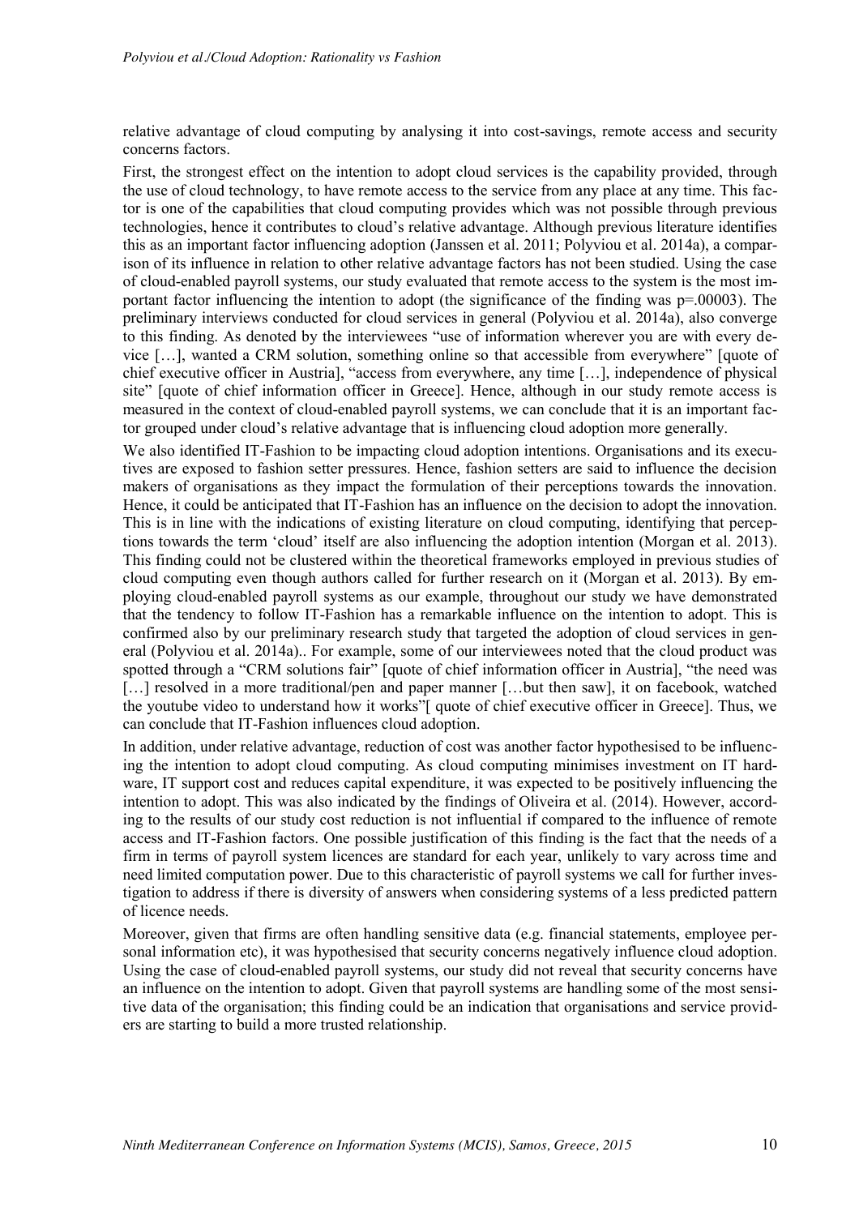relative advantage of cloud computing by analysing it into cost-savings, remote access and security concerns factors.

First, the strongest effect on the intention to adopt cloud services is the capability provided, through the use of cloud technology, to have remote access to the service from any place at any time. This factor is one of the capabilities that cloud computing provides which was not possible through previous technologies, hence it contributes to cloud's relative advantage. Although previous literature identifies this as an important factor influencing adoption (Janssen et al. 2011; Polyviou et al. 2014a), a comparison of its influence in relation to other relative advantage factors has not been studied. Using the case of cloud-enabled payroll systems, our study evaluated that remote access to the system is the most important factor influencing the intention to adopt (the significance of the finding was p=.00003). The preliminary interviews conducted for cloud services in general (Polyviou et al. 2014a), also converge to this finding. As denoted by the interviewees "use of information wherever you are with every device […], wanted a CRM solution, something online so that accessible from everywhere" [quote of chief executive officer in Austria], "access from everywhere, any time […], independence of physical site" [quote of chief information officer in Greece]. Hence, although in our study remote access is measured in the context of cloud-enabled payroll systems, we can conclude that it is an important factor grouped under cloud's relative advantage that is influencing cloud adoption more generally.

We also identified IT-Fashion to be impacting cloud adoption intentions. Organisations and its executives are exposed to fashion setter pressures. Hence, fashion setters are said to influence the decision makers of organisations as they impact the formulation of their perceptions towards the innovation. Hence, it could be anticipated that IT-Fashion has an influence on the decision to adopt the innovation. This is in line with the indications of existing literature on cloud computing, identifying that perceptions towards the term 'cloud' itself are also influencing the adoption intention (Morgan et al. 2013). This finding could not be clustered within the theoretical frameworks employed in previous studies of cloud computing even though authors called for further research on it (Morgan et al. 2013). By employing cloud-enabled payroll systems as our example, throughout our study we have demonstrated that the tendency to follow IT-Fashion has a remarkable influence on the intention to adopt. This is confirmed also by our preliminary research study that targeted the adoption of cloud services in general (Polyviou et al. 2014a).. For example, some of our interviewees noted that the cloud product was spotted through a "CRM solutions fair" [quote of chief information officer in Austria], "the need was […] resolved in a more traditional/pen and paper manner […but then saw], it on facebook, watched the youtube video to understand how it works"[ quote of chief executive officer in Greece]. Thus, we can conclude that IT-Fashion influences cloud adoption.

In addition, under relative advantage, reduction of cost was another factor hypothesised to be influencing the intention to adopt cloud computing. As cloud computing minimises investment on IT hardware, IT support cost and reduces capital expenditure, it was expected to be positively influencing the intention to adopt. This was also indicated by the findings of Oliveira et al. (2014). However, according to the results of our study cost reduction is not influential if compared to the influence of remote access and IT-Fashion factors. One possible justification of this finding is the fact that the needs of a firm in terms of payroll system licences are standard for each year, unlikely to vary across time and need limited computation power. Due to this characteristic of payroll systems we call for further investigation to address if there is diversity of answers when considering systems of a less predicted pattern of licence needs.

Moreover, given that firms are often handling sensitive data (e.g. financial statements, employee personal information etc), it was hypothesised that security concerns negatively influence cloud adoption. Using the case of cloud-enabled payroll systems, our study did not reveal that security concerns have an influence on the intention to adopt. Given that payroll systems are handling some of the most sensitive data of the organisation; this finding could be an indication that organisations and service providers are starting to build a more trusted relationship.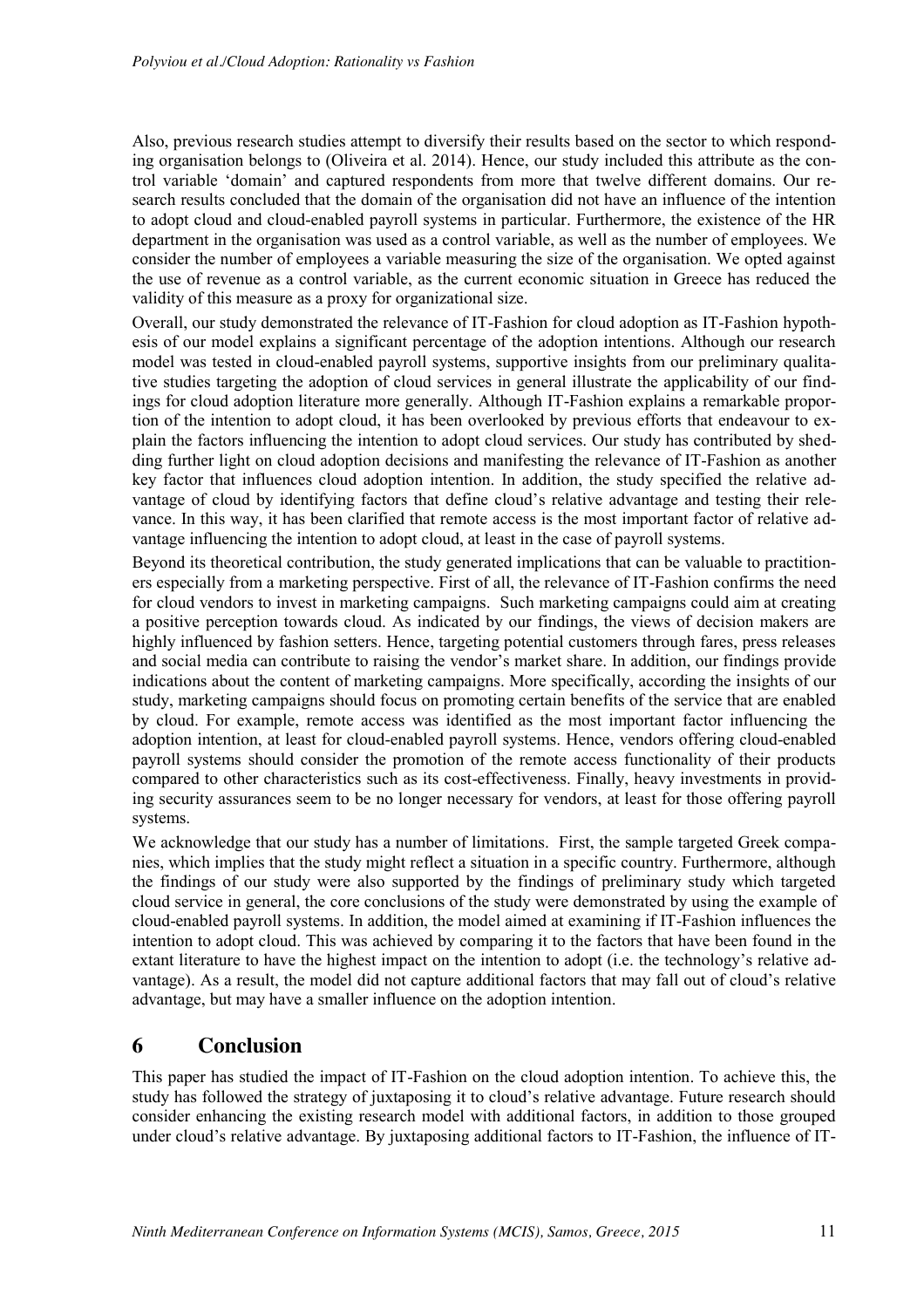Also, previous research studies attempt to diversify their results based on the sector to which responding organisation belongs to (Oliveira et al. 2014). Hence, our study included this attribute as the control variable 'domain' and captured respondents from more that twelve different domains. Our research results concluded that the domain of the organisation did not have an influence of the intention to adopt cloud and cloud-enabled payroll systems in particular. Furthermore, the existence of the HR department in the organisation was used as a control variable, as well as the number of employees. We consider the number of employees a variable measuring the size of the organisation. We opted against the use of revenue as a control variable, as the current economic situation in Greece has reduced the validity of this measure as a proxy for organizational size.

Overall, our study demonstrated the relevance of IT-Fashion for cloud adoption as IT-Fashion hypothesis of our model explains a significant percentage of the adoption intentions. Although our research model was tested in cloud-enabled payroll systems, supportive insights from our preliminary qualitative studies targeting the adoption of cloud services in general illustrate the applicability of our findings for cloud adoption literature more generally. Although IT-Fashion explains a remarkable proportion of the intention to adopt cloud, it has been overlooked by previous efforts that endeavour to explain the factors influencing the intention to adopt cloud services. Our study has contributed by shedding further light on cloud adoption decisions and manifesting the relevance of IT-Fashion as another key factor that influences cloud adoption intention. In addition, the study specified the relative advantage of cloud by identifying factors that define cloud's relative advantage and testing their relevance. In this way, it has been clarified that remote access is the most important factor of relative advantage influencing the intention to adopt cloud, at least in the case of payroll systems.

Beyond its theoretical contribution, the study generated implications that can be valuable to practitioners especially from a marketing perspective. First of all, the relevance of IT-Fashion confirms the need for cloud vendors to invest in marketing campaigns. Such marketing campaigns could aim at creating a positive perception towards cloud. As indicated by our findings, the views of decision makers are highly influenced by fashion setters. Hence, targeting potential customers through fares, press releases and social media can contribute to raising the vendor's market share. In addition, our findings provide indications about the content of marketing campaigns. More specifically, according the insights of our study, marketing campaigns should focus on promoting certain benefits of the service that are enabled by cloud. For example, remote access was identified as the most important factor influencing the adoption intention, at least for cloud-enabled payroll systems. Hence, vendors offering cloud-enabled payroll systems should consider the promotion of the remote access functionality of their products compared to other characteristics such as its cost-effectiveness. Finally, heavy investments in providing security assurances seem to be no longer necessary for vendors, at least for those offering payroll systems.

We acknowledge that our study has a number of limitations. First, the sample targeted Greek companies, which implies that the study might reflect a situation in a specific country. Furthermore, although the findings of our study were also supported by the findings of preliminary study which targeted cloud service in general, the core conclusions of the study were demonstrated by using the example of cloud-enabled payroll systems. In addition, the model aimed at examining if IT-Fashion influences the intention to adopt cloud. This was achieved by comparing it to the factors that have been found in the extant literature to have the highest impact on the intention to adopt (i.e. the technology's relative advantage). As a result, the model did not capture additional factors that may fall out of cloud's relative advantage, but may have a smaller influence on the adoption intention.

# 6 Conclusion

This paper has studied the impact of IT-Fashion on the cloud adoption intention. To achieve this, the study has followed the strategy of juxtaposing it to cloud's relative advantage. Future research should consider enhancing the existing research model with additional factors, in addition to those grouped under cloud's relative advantage. By juxtaposing additional factors to IT-Fashion, the influence of IT-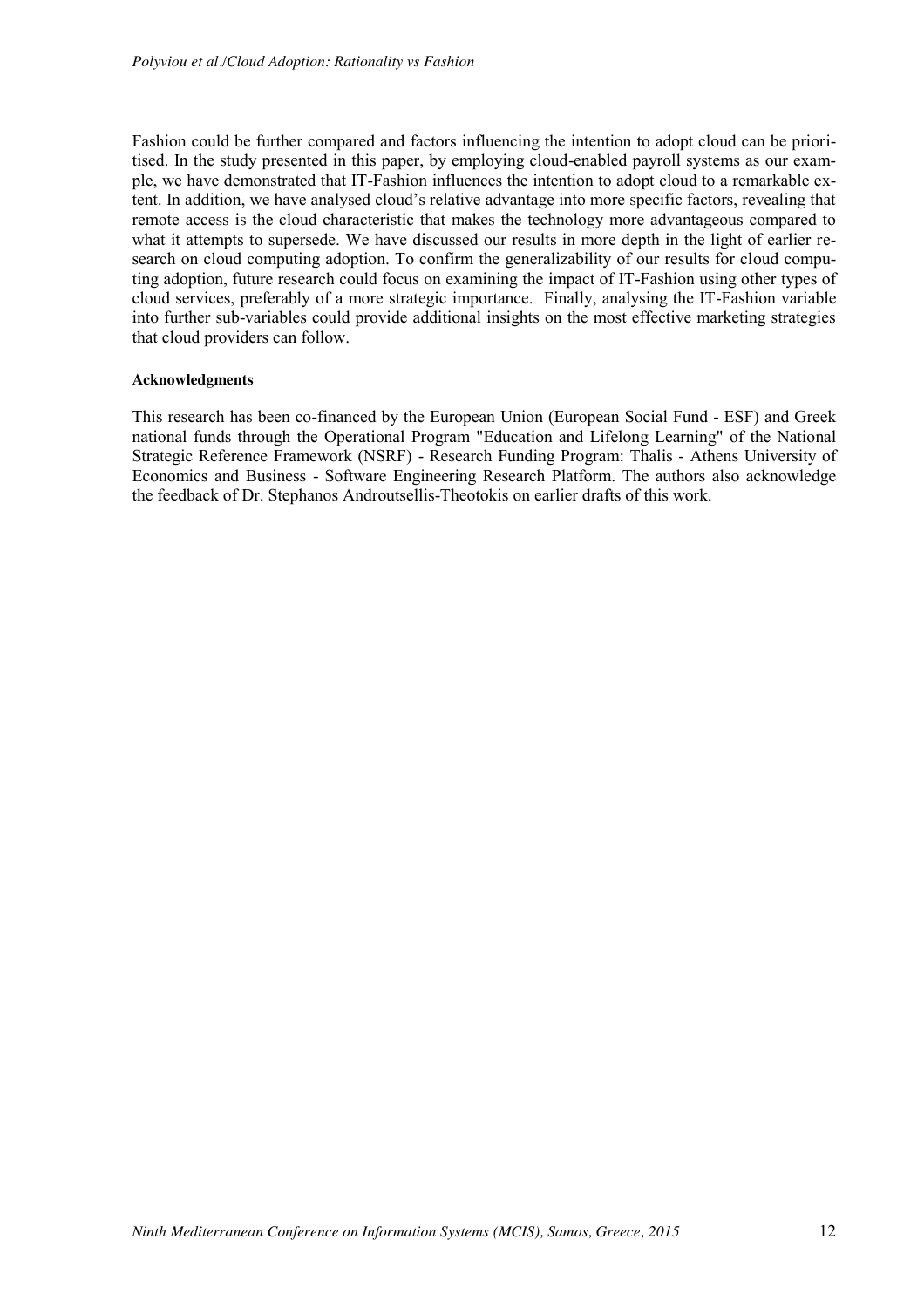Fashion could be further compared and factors influencing the intention to adopt cloud can be prioritised. In the study presented in this paper, by employing cloud-enabled payroll systems as our example, we have demonstrated that IT-Fashion influences the intention to adopt cloud to a remarkable extent. In addition, we have analysed cloud's relative advantage into more specific factors, revealing that remote access is the cloud characteristic that makes the technology more advantageous compared to what it attempts to supersede. We have discussed our results in more depth in the light of earlier research on cloud computing adoption. To confirm the generalizability of our results for cloud computing adoption, future research could focus on examining the impact of IT-Fashion using other types of cloud services, preferably of a more strategic importance. Finally, analysing the IT-Fashion variable into further sub-variables could provide additional insights on the most effective marketing strategies that cloud providers can follow.

#### Acknowledgments

This research has been co-financed by the European Union (European Social Fund - ESF) and Greek national funds through the Operational Program "Education and Lifelong Learning" of the National Strategic Reference Framework (NSRF) - Research Funding Program: Thalis - Athens University of Economics and Business - Software Engineering Research Platform. The authors also acknowledge the feedback of Dr. Stephanos Androutsellis-Theotokis on earlier drafts of this work.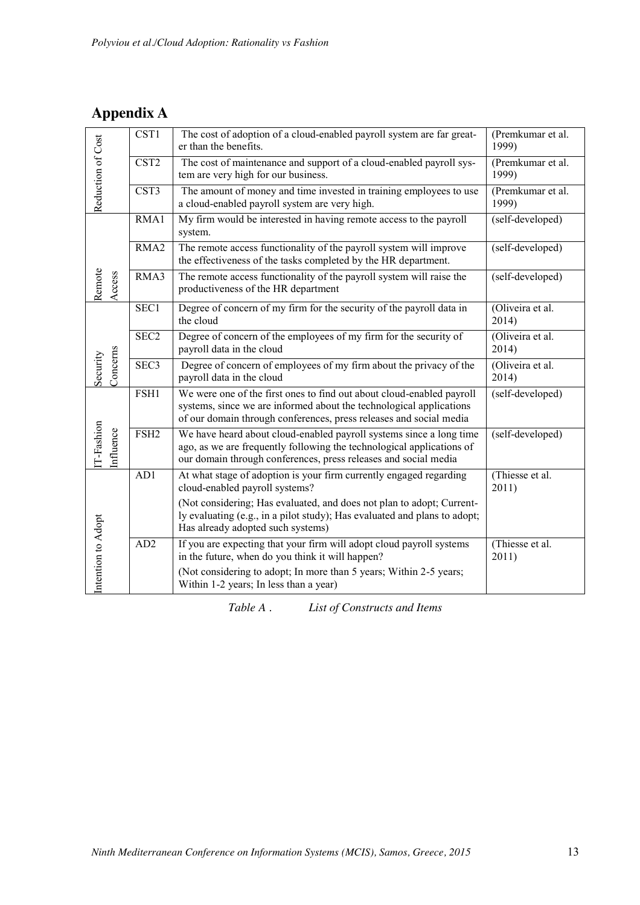## Appendix A

| Construct | Item | Description | Source |
|---|---|---|---|
| Reduction of Cost | CST1 | The cost of adoption of a cloud-enabled payroll system are far greater than the benefits. | (Premkumar et al. 1999) |
| | CST2 | The cost of maintenance and support of a cloud-enabled payroll system are very high for our business. | (Premkumar et al. 1999) |
| | CST3 | The amount of money and time invested in training employees to use a cloud-enabled payroll system are very high. | (Premkumar et al. 1999) |
| Remote Access | RMA1 | My firm would be interested in having remote access to the payroll system. | (self-developed) |
| | RMA2 | The remote access functionality of the payroll system will improve the effectiveness of the tasks completed by the HR department. | (self-developed) |
| | RMA3 | The remote access functionality of the payroll system will raise the productiveness of the HR department | (self-developed) |
| Security Concerns | SEC1 | Degree of concern of my firm for the security of the payroll data in the cloud | (Oliveira et al. 2014) |
| | SEC2 | Degree of concern of the employees of my firm for the security of payroll data in the cloud | (Oliveira et al. 2014) |
| | SEC3 | Degree of concern of employees of my firm about the privacy of the payroll data in the cloud | (Oliveira et al. 2014) |
| IT-Fashion Influence | FSH1 | We were one of the first ones to find out about cloud-enabled payroll systems, since we are informed about the technological applications of our domain through conferences, press releases and social media | (self-developed) |
| | FSH2 | We have heard about cloud-enabled payroll systems since a long time ago, as we are frequently following the technological applications of our domain through conferences, press releases and social media | (self-developed) |
| Intention to Adopt | AD1 | At what stage of adoption is your firm currently engaged regarding cloud-enabled payroll systems? (Not considering; Has evaluated, and does not plan to adopt; Currently evaluating (e.g., in a pilot study); Has evaluated and plans to adopt; Has already adopted such systems) | (Thiesse et al. 2011) |
| | AD2 | If you are expecting that your firm will adopt cloud payroll systems in the future, when do you think it will happen? (Not considering to adopt; In more than 5 years; Within 2-5 years; Within 1-2 years; In less than a year) | (Thiesse et al. 2011) |

*Table A . List of Constructs and Items*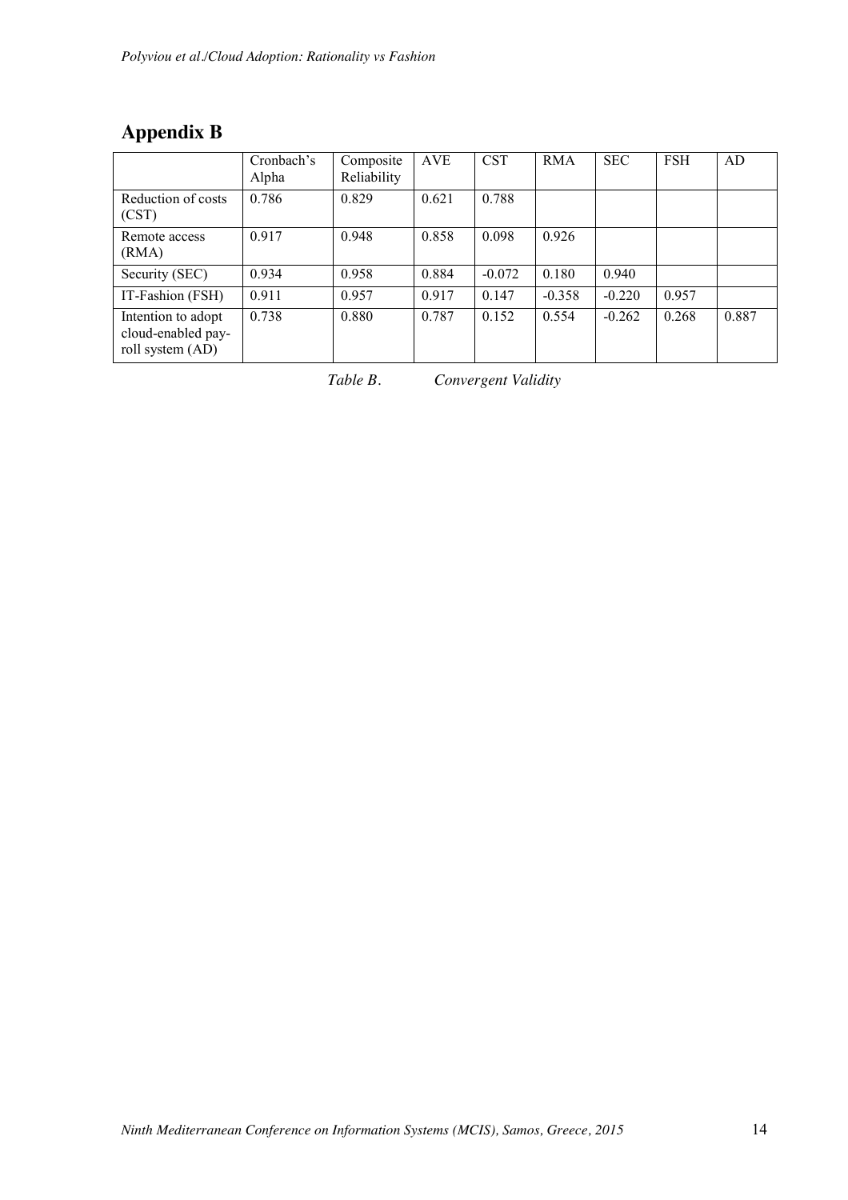## Appendix B

| | Cronbach's Alpha | Composite Reliability | AVE | CST | RMA | SEC | FSH | AD |
|---|---|---|---|---|---|---|---|---|
| Reduction of costs (CST) | 0.786 | 0.829 | 0.621 | 0.788 | | | | |
| Remote access (RMA) | 0.917 | 0.948 | 0.858 | 0.098 | 0.926 | | | |
| Security (SEC) | 0.934 | 0.958 | 0.884 | -0.072 | 0.180 | 0.940 | | |
| IT-Fashion (FSH) | 0.911 | 0.957 | 0.917 | 0.147 | -0.358 | -0.220 | 0.957 | |
| Intention to adopt cloud-enabled pay-roll system (AD) | 0.738 | 0.880 | 0.787 | 0.152 | 0.554 | -0.262 | 0.268 | 0.887 |

*Table B. Convergent Validity*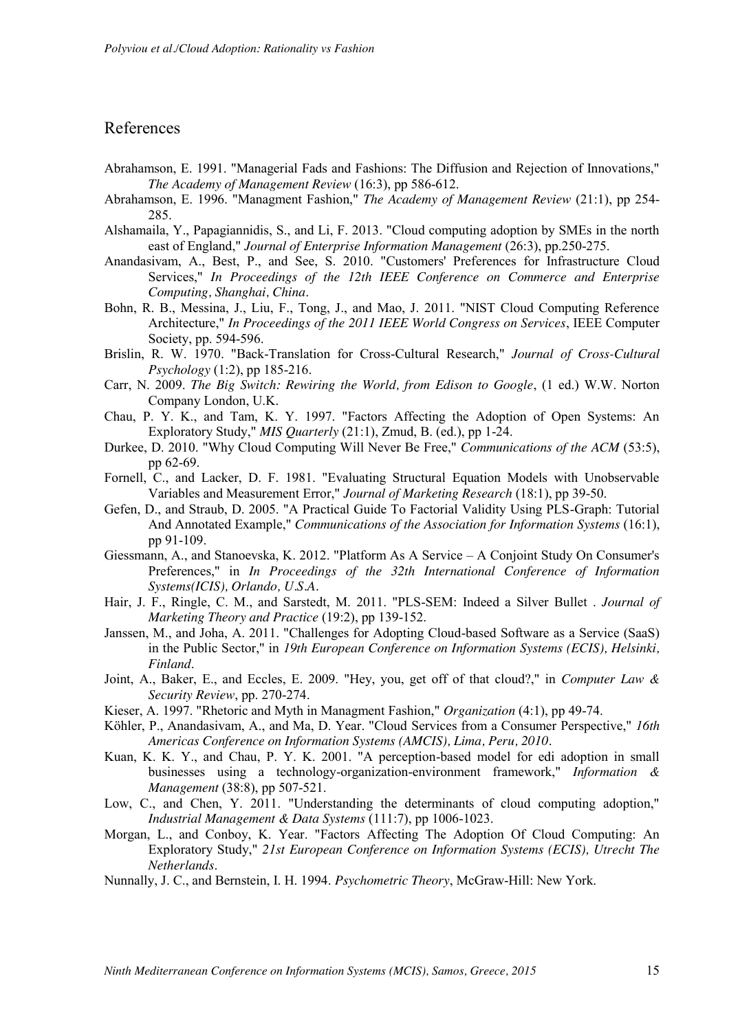## References

Abrahamson, E. 1991. "Managerial Fads and Fashions: The Diffusion and Rejection of Innovations," *The Academy of Management Review* (16:3), pp 586-612.

Abrahamson, E. 1996. "Managment Fashion," *The Academy of Management Review* (21:1), pp 254-285.

Alshamaila, Y., Papagiannidis, S., and Li, F. 2013. "Cloud computing adoption by SMEs in the north east of England," *Journal of Enterprise Information Management* (26:3), pp.250-275.

Anandasivam, A., Best, P., and See, S. 2010. "Customers' Preferences for Infrastructure Cloud Services," *In Proceedings of the 12th IEEE Conference on Commerce and Enterprise Computing, Shanghai, China*.

Bohn, R. B., Messina, J., Liu, F., Tong, J., and Mao, J. 2011. "NIST Cloud Computing Reference Architecture," *In Proceedings of the 2011 IEEE World Congress on Services*, IEEE Computer Society, pp. 594-596.

Brislin, R. W. 1970. "Back-Translation for Cross-Cultural Research," *Journal of Cross-Cultural Psychology* (1:2), pp 185-216.

Carr, N. 2009. *The Big Switch: Rewiring the World, from Edison to Google*, (1 ed.) W.W. Norton Company London, U.K.

Chau, P. Y. K., and Tam, K. Y. 1997. "Factors Affecting the Adoption of Open Systems: An Exploratory Study," *MIS Quarterly* (21:1), Zmud, B. (ed.), pp 1-24.

Durkee, D. 2010. "Why Cloud Computing Will Never Be Free," *Communications of the ACM* (53:5), pp 62-69.

Fornell, C., and Lacker, D. F. 1981. "Evaluating Structural Equation Models with Unobservable Variables and Measurement Error," *Journal of Marketing Research* (18:1), pp 39-50.

Gefen, D., and Straub, D. 2005. "A Practical Guide To Factorial Validity Using PLS-Graph: Tutorial And Annotated Example," *Communications of the Association for Information Systems* (16:1), pp 91-109.

Giessmann, A., and Stanoevska, K. 2012. "Platform As A Service – A Conjoint Study On Consumer's Preferences," in *In Proceedings of the 32th International Conference of Information Systems(ICIS), Orlando, U.S.A*.

Hair, J. F., Ringle, C. M., and Sarstedt, M. 2011. "PLS-SEM: Indeed a Silver Bullet . *Journal of Marketing Theory and Practice* (19:2), pp 139-152.

Janssen, M., and Joha, A. 2011. "Challenges for Adopting Cloud-based Software as a Service (SaaS) in the Public Sector," in *19th European Conference on Information Systems (ECIS), Helsinki, Finland*.

Joint, A., Baker, E., and Eccles, E. 2009. "Hey, you, get off of that cloud?," in *Computer Law & Security Review*, pp. 270-274.

Kieser, A. 1997. "Rhetoric and Myth in Managment Fashion," *Organization* (4:1), pp 49-74.

Köhler, P., Anandasivam, A., and Ma, D. Year. "Cloud Services from a Consumer Perspective," *16th Americas Conference on Information Systems (AMCIS), Lima, Peru, 2010*.

Kuan, K. K. Y., and Chau, P. Y. K. 2001. "A perception-based model for edi adoption in small businesses using a technology-organization-environment framework," *Information & Management* (38:8), pp 507-521.

Low, C., and Chen, Y. 2011. "Understanding the determinants of cloud computing adoption," *Industrial Management & Data Systems* (111:7), pp 1006-1023.

Morgan, L., and Conboy, K. Year. "Factors Affecting The Adoption Of Cloud Computing: An Exploratory Study," *21st European Conference on Information Systems (ECIS), Utrecht The Netherlands*.

Nunnally, J. C., and Bernstein, I. H. 1994. *Psychometric Theory*, McGraw-Hill: New York.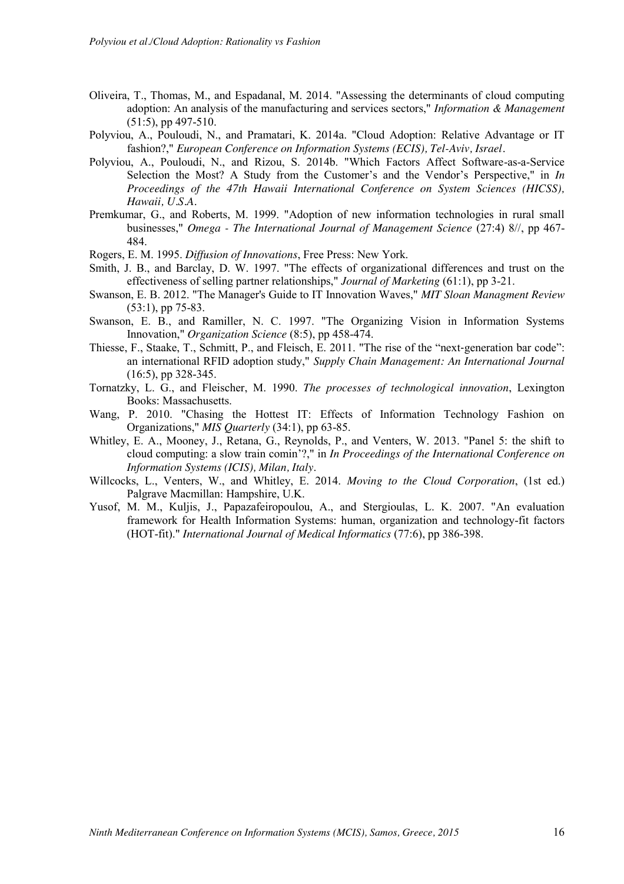Oliveira, T., Thomas, M., and Espadanal, M. 2014. "Assessing the determinants of cloud computing adoption: An analysis of the manufacturing and services sectors," *Information & Management* (51:5), pp 497-510.

Polyviou, A., Pouloudi, N., and Pramatari, K. 2014a. "Cloud Adoption: Relative Advantage or IT fashion?," *European Conference on Information Systems (ECIS), Tel-Aviv, Israel*.

Polyviou, A., Pouloudi, N., and Rizou, S. 2014b. "Which Factors Affect Software-as-a-Service Selection the Most? A Study from the Customer's and the Vendor's Perspective," in *In Proceedings of the 47th Hawaii International Conference on System Sciences (HICSS), Hawaii, U.S.A*.

Premkumar, G., and Roberts, M. 1999. "Adoption of new information technologies in rural small businesses," *Omega - The International Journal of Management Science* (27:4) 8//, pp 467-484.

Rogers, E. M. 1995. *Diffusion of Innovations*, Free Press: New York.

Smith, J. B., and Barclay, D. W. 1997. "The effects of organizational differences and trust on the effectiveness of selling partner relationships," *Journal of Marketing* (61:1), pp 3-21.

Swanson, E. B. 2012. "The Manager's Guide to IT Innovation Waves," *MIT Sloan Managment Review* (53:1), pp 75-83.

Swanson, E. B., and Ramiller, N. C. 1997. "The Organizing Vision in Information Systems Innovation," *Organization Science* (8:5), pp 458-474.

Thiesse, F., Staake, T., Schmitt, P., and Fleisch, E. 2011. "The rise of the "next-generation bar code": an international RFID adoption study," *Supply Chain Management: An International Journal* (16:5), pp 328-345.

Tornatzky, L. G., and Fleischer, M. 1990. *The processes of technological innovation*, Lexington Books: Massachusetts.

Wang, P. 2010. "Chasing the Hottest IT: Effects of Information Technology Fashion on Organizations," *MIS Quarterly* (34:1), pp 63-85.

Whitley, E. A., Mooney, J., Retana, G., Reynolds, P., and Venters, W. 2013. "Panel 5: the shift to cloud computing: a slow train comin'?," in *In Proceedings of the International Conference on Information Systems (ICIS), Milan, Italy*.

Willcocks, L., Venters, W., and Whitley, E. 2014. *Moving to the Cloud Corporation*, (1st ed.) Palgrave Macmillan: Hampshire, U.K.

Yusof, M. M., Kuljis, J., Papazafeiropoulou, A., and Stergioulas, L. K. 2007. "An evaluation framework for Health Information Systems: human, organization and technology-fit factors (HOT-fit)." *International Journal of Medical Informatics* (77:6), pp 386-398.